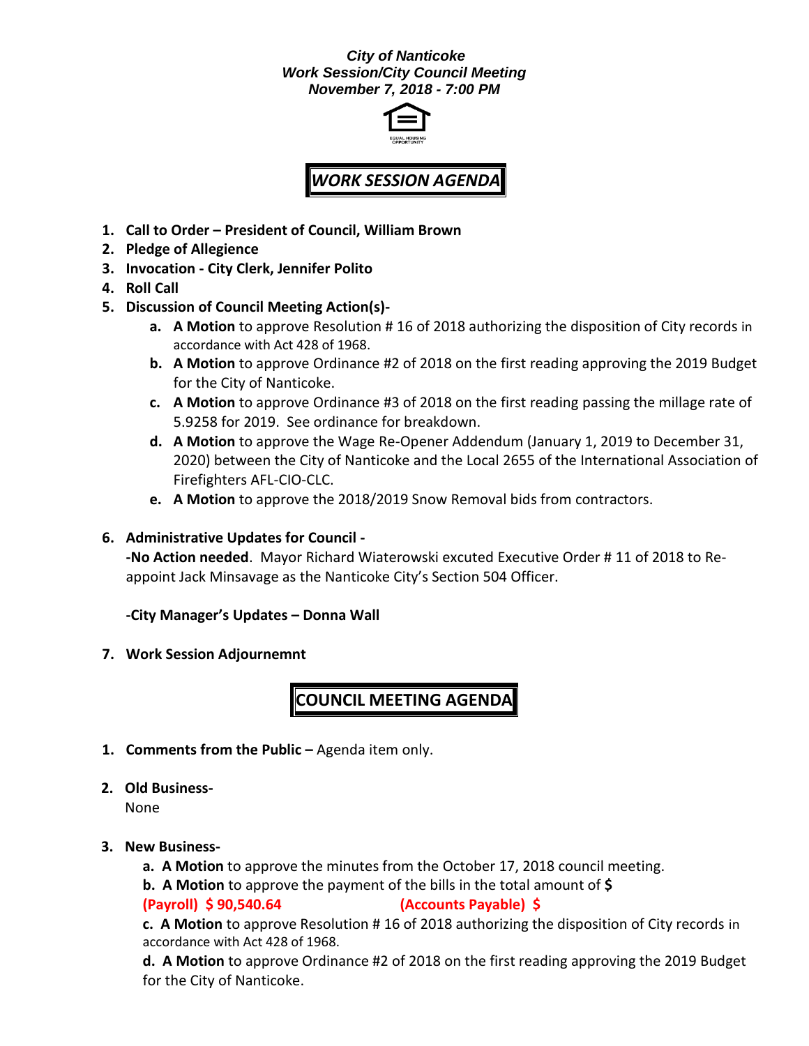***City of Nanticoke***
***Work Session/City Council Meeting***
***November 7, 2018 - 7:00 PM***

## *WORK SESSION AGENDA*

1. **Call to Order – President of Council, William Brown**
2. **Pledge of Allegience**
3. **Invocation - City Clerk, Jennifer Polito**
4. **Roll Call**
5. **Discussion of Council Meeting Action(s)-**
   a. **A Motion** to approve Resolution # 16 of 2018 authorizing the disposition of City records in accordance with Act 428 of 1968.
   b. **A Motion** to approve Ordinance #2 of 2018 on the first reading approving the 2019 Budget for the City of Nanticoke.
   c. **A Motion** to approve Ordinance #3 of 2018 on the first reading passing the millage rate of 5.9258 for 2019. See ordinance for breakdown.
   d. **A Motion** to approve the Wage Re-Opener Addendum (January 1, 2019 to December 31, 2020) between the City of Nanticoke and the Local 2655 of the International Association of Firefighters AFL-CIO-CLC.
   e. **A Motion** to approve the 2018/2019 Snow Removal bids from contractors.

6. **Administrative Updates for Council -**
   **-No Action needed**. Mayor Richard Wiaterowski excuted Executive Order # 11 of 2018 to Re-appoint Jack Minsavage as the Nanticoke City's Section 504 Officer.

   **-City Manager's Updates – Donna Wall**

7. **Work Session Adjournemnt**

## COUNCIL MEETING AGENDA

1. **Comments from the Public –** Agenda item only.

2. **Old Business-**
   None

3. **New Business-**
   **a. A Motion** to approve the minutes from the October 17, 2018 council meeting.
   **b. A Motion** to approve the payment of the bills in the total amount of **$**
   **(Payroll) $ 90,540.64** **(Accounts Payable) $**
   **c. A Motion** to approve Resolution # 16 of 2018 authorizing the disposition of City records in accordance with Act 428 of 1968.
   **d. A Motion** to approve Ordinance #2 of 2018 on the first reading approving the 2019 Budget for the City of Nanticoke.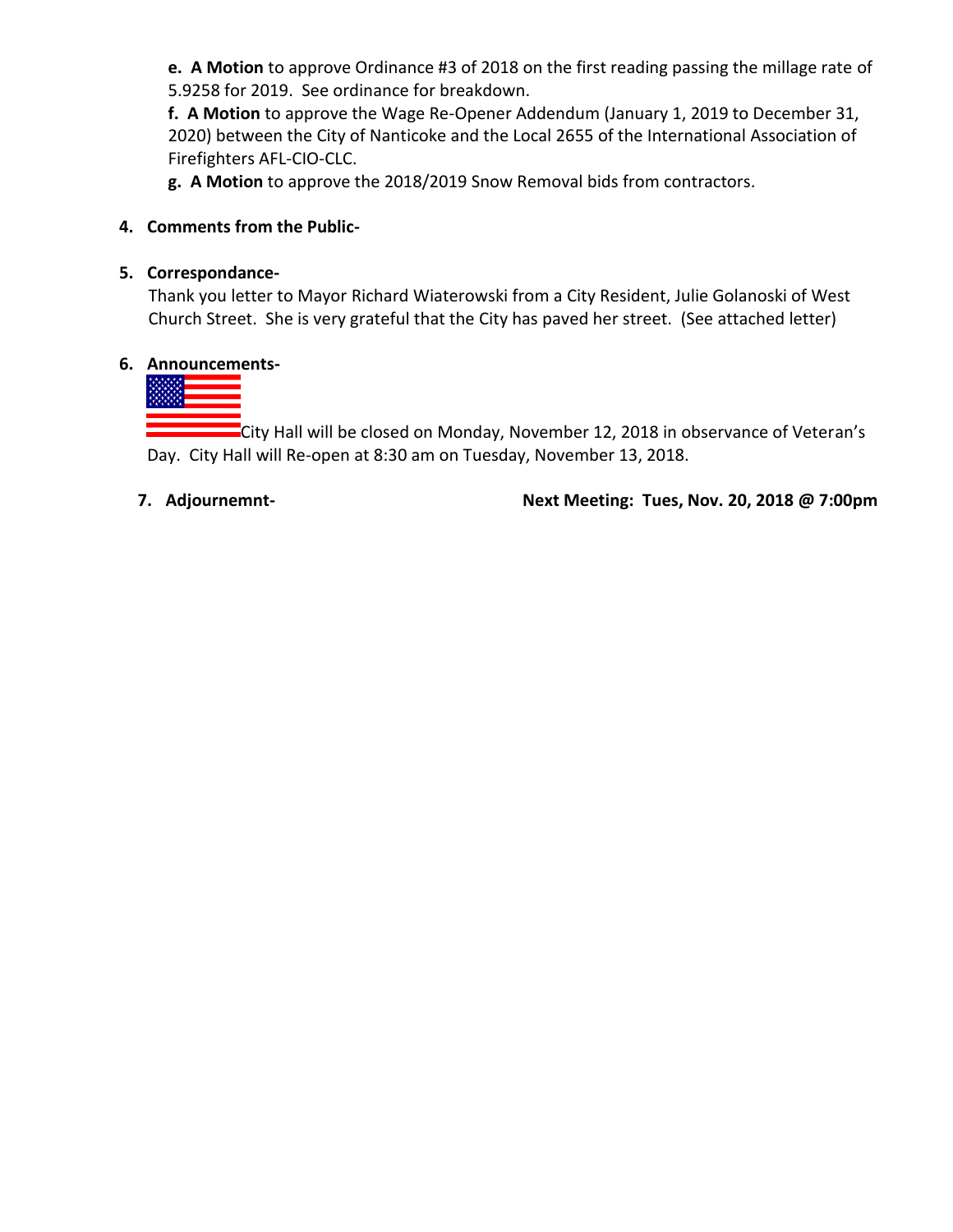**e. A Motion** to approve Ordinance #3 of 2018 on the first reading passing the millage rate of 5.9258 for 2019. See ordinance for breakdown.

**f. A Motion** to approve the Wage Re-Opener Addendum (January 1, 2019 to December 31, 2020) between the City of Nanticoke and the Local 2655 of the International Association of Firefighters AFL-CIO-CLC.

**g. A Motion** to approve the 2018/2019 Snow Removal bids from contractors.

4. **Comments from the Public-**

5. **Correspondance-**

   Thank you letter to Mayor Richard Wiaterowski from a City Resident, Julie Golanoski of West Church Street. She is very grateful that the City has paved her street. (See attached letter)

6. **Announcements-**

   City Hall will be closed on Monday, November 12, 2018 in observance of Veteran's Day. City Hall will Re-open at 8:30 am on Tuesday, November 13, 2018.

7. **Adjournemnt-** **Next Meeting: Tues, Nov. 20, 2018 @ 7:00pm**